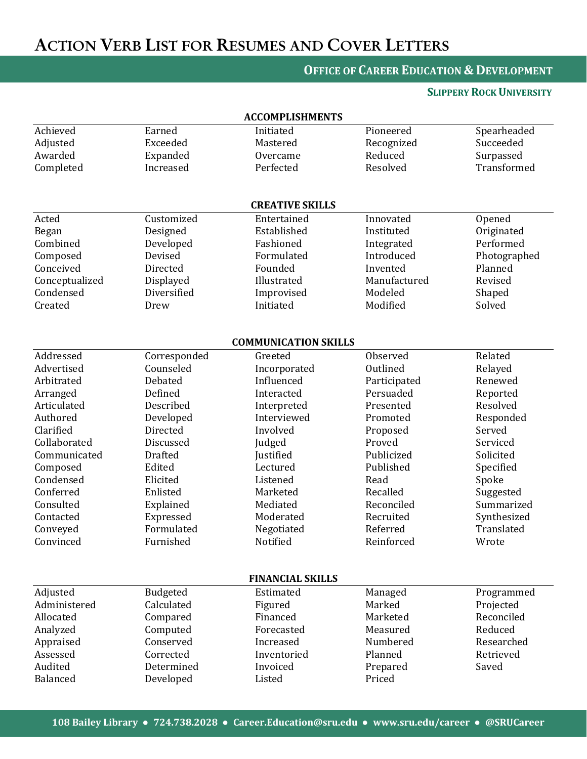# Action Verb List for Resumes and Cover Letters

## Office of Career Education & Development

### Slippery Rock University

## ACCOMPLISHMENTS

| | | | | |
|---|---|---|---|---|
| Achieved | Earned | Initiated | Pioneered | Spearheaded |
| Adjusted | Exceeded | Mastered | Recognized | Succeeded |
| Awarded | Expanded | Overcame | Reduced | Surpassed |
| Completed | Increased | Perfected | Resolved | Transformed |

## CREATIVE SKILLS

| | | | | |
|---|---|---|---|---|
| Acted | Customized | Entertained | Innovated | Opened |
| Began | Designed | Established | Instituted | Originated |
| Combined | Developed | Fashioned | Integrated | Performed |
| Composed | Devised | Formulated | Introduced | Photographed |
| Conceived | Directed | Founded | Invented | Planned |
| Conceptualized | Displayed | Illustrated | Manufactured | Revised |
| Condensed | Diversified | Improvised | Modeled | Shaped |
| Created | Drew | Initiated | Modified | Solved |

## COMMUNICATION SKILLS

| | | | | |
|---|---|---|---|---|
| Addressed | Corresponded | Greeted | Observed | Related |
| Advertised | Counseled | Incorporated | Outlined | Relayed |
| Arbitrated | Debated | Influenced | Participated | Renewed |
| Arranged | Defined | Interacted | Persuaded | Reported |
| Articulated | Described | Interpreted | Presented | Resolved |
| Authored | Developed | Interviewed | Promoted | Responded |
| Clarified | Directed | Involved | Proposed | Served |
| Collaborated | Discussed | Judged | Proved | Serviced |
| Communicated | Drafted | Justified | Publicized | Solicited |
| Composed | Edited | Lectured | Published | Specified |
| Condensed | Elicited | Listened | Read | Spoke |
| Conferred | Enlisted | Marketed | Recalled | Suggested |
| Consulted | Explained | Mediated | Reconciled | Summarized |
| Contacted | Expressed | Moderated | Recruited | Synthesized |
| Conveyed | Formulated | Negotiated | Referred | Translated |
| Convinced | Furnished | Notified | Reinforced | Wrote |

## FINANCIAL SKILLS

| | | | | |
|---|---|---|---|---|
| Adjusted | Budgeted | Estimated | Managed | Programmed |
| Administered | Calculated | Figured | Marked | Projected |
| Allocated | Compared | Financed | Marketed | Reconciled |
| Analyzed | Computed | Forecasted | Measured | Reduced |
| Appraised | Conserved | Increased | Numbered | Researched |
| Assessed | Corrected | Inventoried | Planned | Retrieved |
| Audited | Determined | Invoiced | Prepared | Saved |
| Balanced | Developed | Listed | Priced | |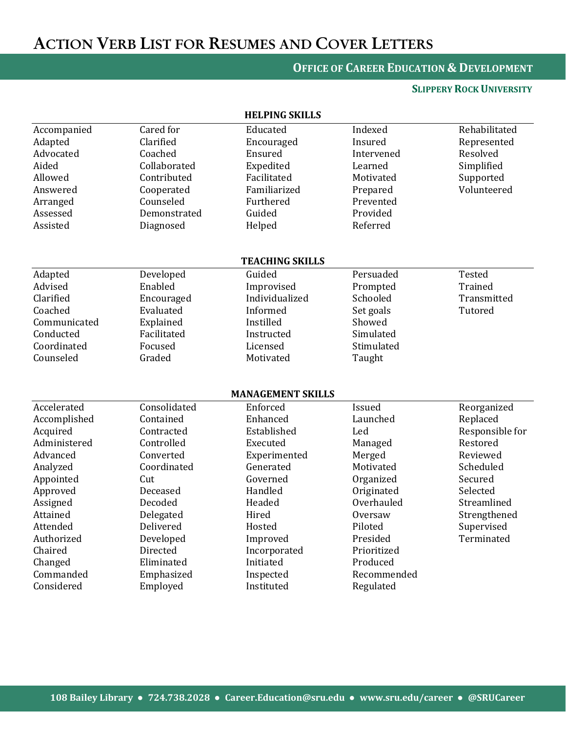# Action Verb List for Resumes and Cover Letters

**Office of Career Education & Development**

**Slippery Rock University**

## HELPING SKILLS

| | | | | |
|---|---|---|---|---|
| Accompanied | Cared for | Educated | Indexed | Rehabilitated |
| Adapted | Clarified | Encouraged | Insured | Represented |
| Advocated | Coached | Ensured | Intervened | Resolved |
| Aided | Collaborated | Expedited | Learned | Simplified |
| Allowed | Contributed | Facilitated | Motivated | Supported |
| Answered | Cooperated | Familiarized | Prepared | Volunteered |
| Arranged | Counseled | Furthered | Prevented | |
| Assessed | Demonstrated | Guided | Provided | |
| Assisted | Diagnosed | Helped | Referred | |

## TEACHING SKILLS

| | | | | |
|---|---|---|---|---|
| Adapted | Developed | Guided | Persuaded | Tested |
| Advised | Enabled | Improvised | Prompted | Trained |
| Clarified | Encouraged | Individualized | Schooled | Transmitted |
| Coached | Evaluated | Informed | Set goals | Tutored |
| Communicated | Explained | Instilled | Showed | |
| Conducted | Facilitated | Instructed | Simulated | |
| Coordinated | Focused | Licensed | Stimulated | |
| Counseled | Graded | Motivated | Taught | |

## MANAGEMENT SKILLS

| | | | | |
|---|---|---|---|---|
| Accelerated | Consolidated | Enforced | Issued | Reorganized |
| Accomplished | Contained | Enhanced | Launched | Replaced |
| Acquired | Contracted | Established | Led | Responsible for |
| Administered | Controlled | Executed | Managed | Restored |
| Advanced | Converted | Experimented | Merged | Reviewed |
| Analyzed | Coordinated | Generated | Motivated | Scheduled |
| Appointed | Cut | Governed | Organized | Secured |
| Approved | Deceased | Handled | Originated | Selected |
| Assigned | Decoded | Headed | Overhauled | Streamlined |
| Attained | Delegated | Hired | Oversaw | Strengthened |
| Attended | Delivered | Hosted | Piloted | Supervised |
| Authorized | Developed | Improved | Presided | Terminated |
| Chaired | Directed | Incorporated | Prioritized | |
| Changed | Eliminated | Initiated | Produced | |
| Commanded | Emphasized | Inspected | Recommended | |
| Considered | Employed | Instituted | Regulated | |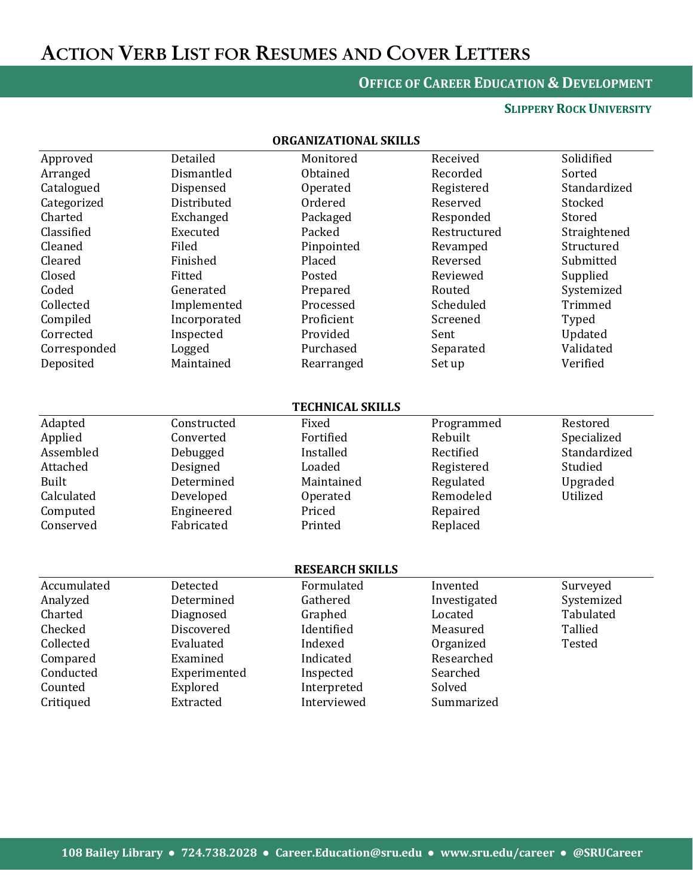# Action Verb List for Resumes and Cover Letters

**Office of Career Education & Development**

**Slippery Rock University**

## ORGANIZATIONAL SKILLS

| | | | | |
|---|---|---|---|---|
| Approved | Detailed | Monitored | Received | Solidified |
| Arranged | Dismantled | Obtained | Recorded | Sorted |
| Catalogued | Dispensed | Operated | Registered | Standardized |
| Categorized | Distributed | Ordered | Reserved | Stocked |
| Charted | Exchanged | Packaged | Responded | Stored |
| Classified | Executed | Packed | Restructured | Straightened |
| Cleaned | Filed | Pinpointed | Revamped | Structured |
| Cleared | Finished | Placed | Reversed | Submitted |
| Closed | Fitted | Posted | Reviewed | Supplied |
| Coded | Generated | Prepared | Routed | Systemized |
| Collected | Implemented | Processed | Scheduled | Trimmed |
| Compiled | Incorporated | Proficient | Screened | Typed |
| Corrected | Inspected | Provided | Sent | Updated |
| Corresponded | Logged | Purchased | Separated | Validated |
| Deposited | Maintained | Rearranged | Set up | Verified |

## TECHNICAL SKILLS

| | | | | |
|---|---|---|---|---|
| Adapted | Constructed | Fixed | Programmed | Restored |
| Applied | Converted | Fortified | Rebuilt | Specialized |
| Assembled | Debugged | Installed | Rectified | Standardized |
| Attached | Designed | Loaded | Registered | Studied |
| Built | Determined | Maintained | Regulated | Upgraded |
| Calculated | Developed | Operated | Remodeled | Utilized |
| Computed | Engineered | Priced | Repaired | |
| Conserved | Fabricated | Printed | Replaced | |

## RESEARCH SKILLS

| | | | | |
|---|---|---|---|---|
| Accumulated | Detected | Formulated | Invented | Surveyed |
| Analyzed | Determined | Gathered | Investigated | Systemized |
| Charted | Diagnosed | Graphed | Located | Tabulated |
| Checked | Discovered | Identified | Measured | Tallied |
| Collected | Evaluated | Indexed | Organized | Tested |
| Compared | Examined | Indicated | Researched | |
| Conducted | Experimented | Inspected | Searched | |
| Counted | Explored | Interpreted | Solved | |
| Critiqued | Extracted | Interviewed | Summarized | |

**108 Bailey Library ● 724.738.2028 ● Career.Education@sru.edu ● www.sru.edu/career ● @SRUCareer**